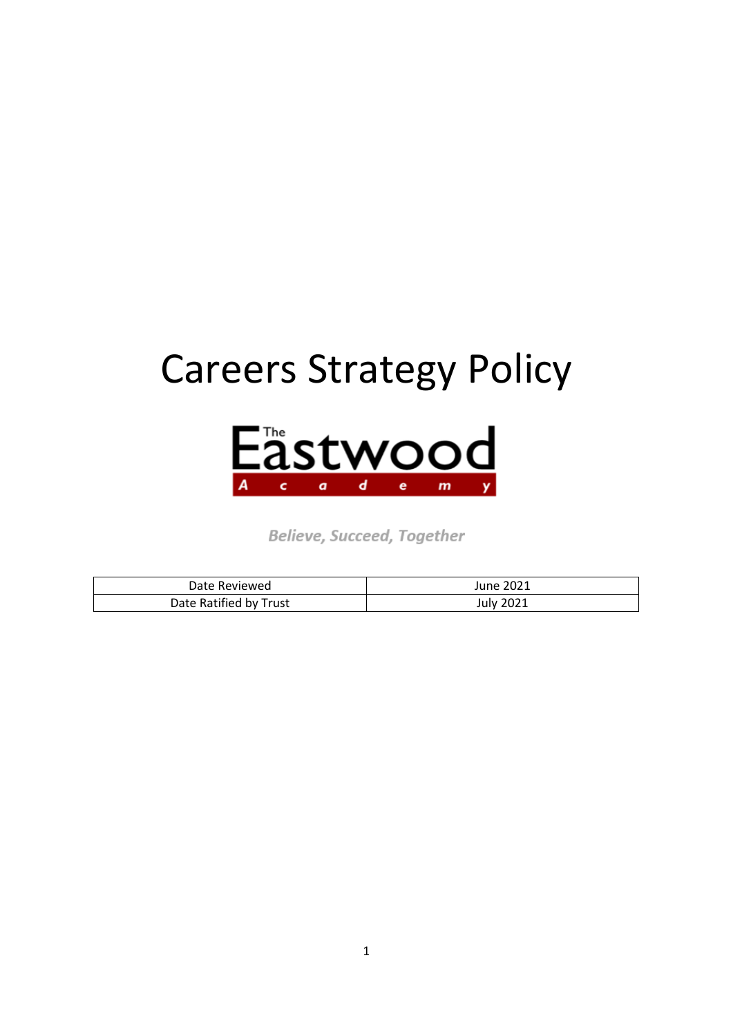# Careers Strategy Policy

The Eastwood Academy

*Believe, Succeed, Together*

| Date Reviewed | June 2021 |
|---|---|
| Date Ratified by Trust | July 2021 |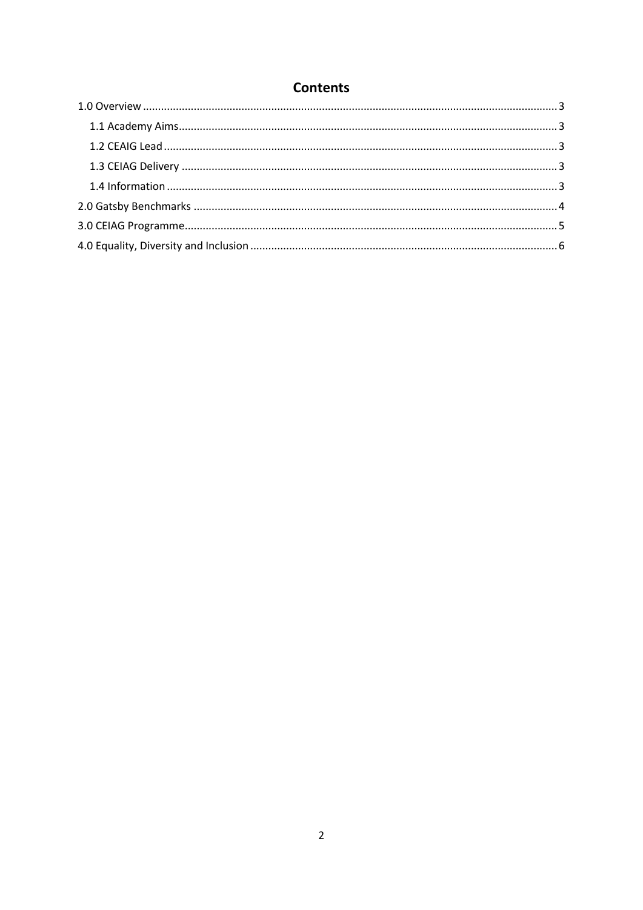## Contents

- 1.0 Overview ..... 3
  - 1.1 Academy Aims ..... 3
  - 1.2 CEAIG Lead ..... 3
  - 1.3 CEIAG Delivery ..... 3
  - 1.4 Information ..... 3
- 2.0 Gatsby Benchmarks ..... 4
- 3.0 CEIAG Programme ..... 5
- 4.0 Equality, Diversity and Inclusion ..... 6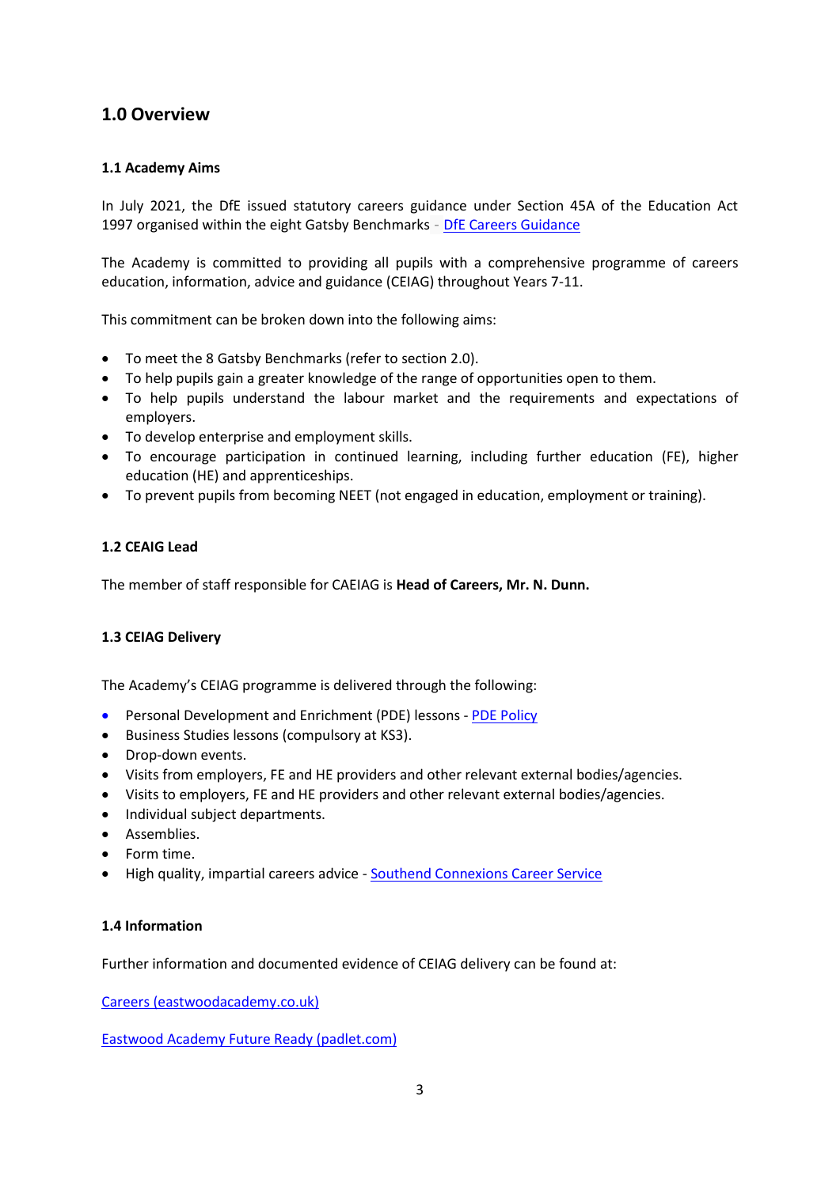## 1.0 Overview

### 1.1 Academy Aims

In July 2021, the DfE issued statutory careers guidance under Section 45A of the Education Act 1997 organised within the eight Gatsby Benchmarks - [DfE Careers Guidance]()

The Academy is committed to providing all pupils with a comprehensive programme of careers education, information, advice and guidance (CEIAG) throughout Years 7-11.

This commitment can be broken down into the following aims:

- To meet the 8 Gatsby Benchmarks (refer to section 2.0).
- To help pupils gain a greater knowledge of the range of opportunities open to them.
- To help pupils understand the labour market and the requirements and expectations of employers.
- To develop enterprise and employment skills.
- To encourage participation in continued learning, including further education (FE), higher education (HE) and apprenticeships.
- To prevent pupils from becoming NEET (not engaged in education, employment or training).

### 1.2 CEAIG Lead

The member of staff responsible for CAEIAG is **Head of Careers, Mr. N. Dunn.**

### 1.3 CEIAG Delivery

The Academy's CEIAG programme is delivered through the following:

- Personal Development and Enrichment (PDE) lessons - [PDE Policy]()
- Business Studies lessons (compulsory at KS3).
- Drop-down events.
- Visits from employers, FE and HE providers and other relevant external bodies/agencies.
- Visits to employers, FE and HE providers and other relevant external bodies/agencies.
- Individual subject departments.
- Assemblies.
- Form time.
- High quality, impartial careers advice - [Southend Connexions Career Service]()

### 1.4 Information

Further information and documented evidence of CEIAG delivery can be found at:

[Careers (eastwoodacademy.co.uk)]()

[Eastwood Academy Future Ready (padlet.com)]()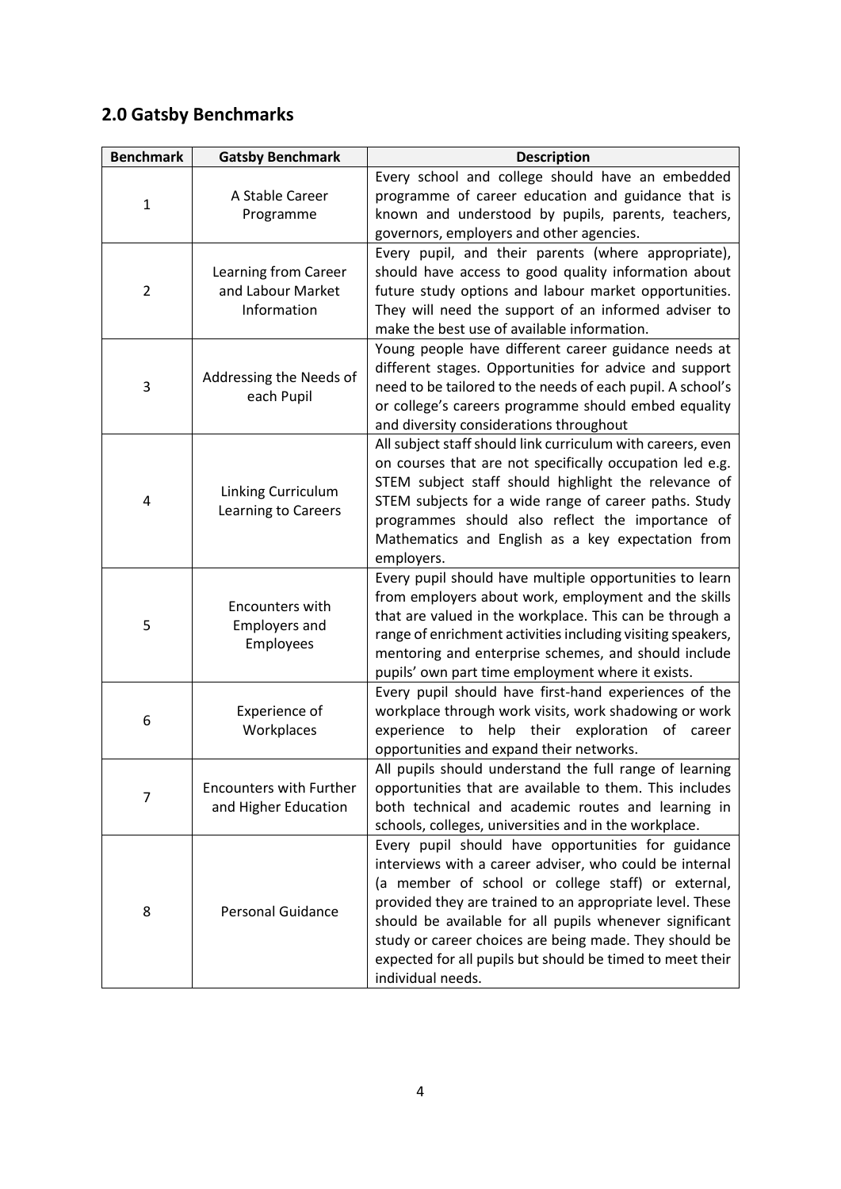## 2.0 Gatsby Benchmarks

| Benchmark | Gatsby Benchmark | Description |
|---|---|---|
| 1 | A Stable Career Programme | Every school and college should have an embedded programme of career education and guidance that is known and understood by pupils, parents, teachers, governors, employers and other agencies. |
| 2 | Learning from Career and Labour Market Information | Every pupil, and their parents (where appropriate), should have access to good quality information about future study options and labour market opportunities. They will need the support of an informed adviser to make the best use of available information. |
| 3 | Addressing the Needs of each Pupil | Young people have different career guidance needs at different stages. Opportunities for advice and support need to be tailored to the needs of each pupil. A school's or college's careers programme should embed equality and diversity considerations throughout |
| 4 | Linking Curriculum Learning to Careers | All subject staff should link curriculum with careers, even on courses that are not specifically occupation led e.g. STEM subject staff should highlight the relevance of STEM subjects for a wide range of career paths. Study programmes should also reflect the importance of Mathematics and English as a key expectation from employers. |
| 5 | Encounters with Employers and Employees | Every pupil should have multiple opportunities to learn from employers about work, employment and the skills that are valued in the workplace. This can be through a range of enrichment activities including visiting speakers, mentoring and enterprise schemes, and should include pupils' own part time employment where it exists. |
| 6 | Experience of Workplaces | Every pupil should have first-hand experiences of the workplace through work visits, work shadowing or work experience to help their exploration of career opportunities and expand their networks. |
| 7 | Encounters with Further and Higher Education | All pupils should understand the full range of learning opportunities that are available to them. This includes both technical and academic routes and learning in schools, colleges, universities and in the workplace. |
| 8 | Personal Guidance | Every pupil should have opportunities for guidance interviews with a career adviser, who could be internal (a member of school or college staff) or external, provided they are trained to an appropriate level. These should be available for all pupils whenever significant study or career choices are being made. They should be expected for all pupils but should be timed to meet their individual needs. |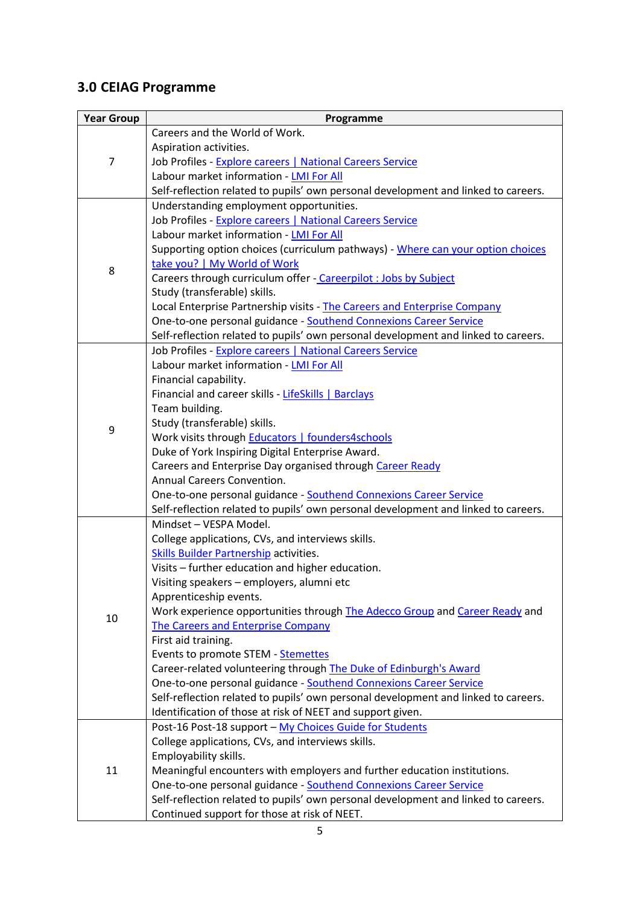## 3.0 CEIAG Programme

| Year Group | Programme |
|---|---|
| 7 | Careers and the World of Work.<br>Aspiration activities.<br>Job Profiles - Explore careers \| National Careers Service<br>Labour market information - LMI For All<br>Self-reflection related to pupils' own personal development and linked to careers. |
| 8 | Understanding employment opportunities.<br>Job Profiles - Explore careers \| National Careers Service<br>Labour market information - LMI For All<br>Supporting option choices (curriculum pathways) - Where can your option choices take you? \| My World of Work<br>Careers through curriculum offer - Careerpilot : Jobs by Subject<br>Study (transferable) skills.<br>Local Enterprise Partnership visits - The Careers and Enterprise Company<br>One-to-one personal guidance - Southend Connexions Career Service<br>Self-reflection related to pupils' own personal development and linked to careers. |
| 9 | Job Profiles - Explore careers \| National Careers Service<br>Labour market information - LMI For All<br>Financial capability.<br>Financial and career skills - LifeSkills \| Barclays<br>Team building.<br>Study (transferable) skills.<br>Work visits through Educators \| founders4schools<br>Duke of York Inspiring Digital Enterprise Award.<br>Careers and Enterprise Day organised through Career Ready<br>Annual Careers Convention.<br>One-to-one personal guidance - Southend Connexions Career Service<br>Self-reflection related to pupils' own personal development and linked to careers. |
| 10 | Mindset – VESPA Model.<br>College applications, CVs, and interviews skills.<br>Skills Builder Partnership activities.<br>Visits – further education and higher education.<br>Visiting speakers – employers, alumni etc<br>Apprenticeship events.<br>Work experience opportunities through The Adecco Group and Career Ready and The Careers and Enterprise Company<br>First aid training.<br>Events to promote STEM - Stemettes<br>Career-related volunteering through The Duke of Edinburgh's Award<br>One-to-one personal guidance - Southend Connexions Career Service<br>Self-reflection related to pupils' own personal development and linked to careers.<br>Identification of those at risk of NEET and support given. |
| 11 | Post-16 Post-18 support – My Choices Guide for Students<br>College applications, CVs, and interviews skills.<br>Employability skills.<br>Meaningful encounters with employers and further education institutions.<br>One-to-one personal guidance - Southend Connexions Career Service<br>Self-reflection related to pupils' own personal development and linked to careers.<br>Continued support for those at risk of NEET. |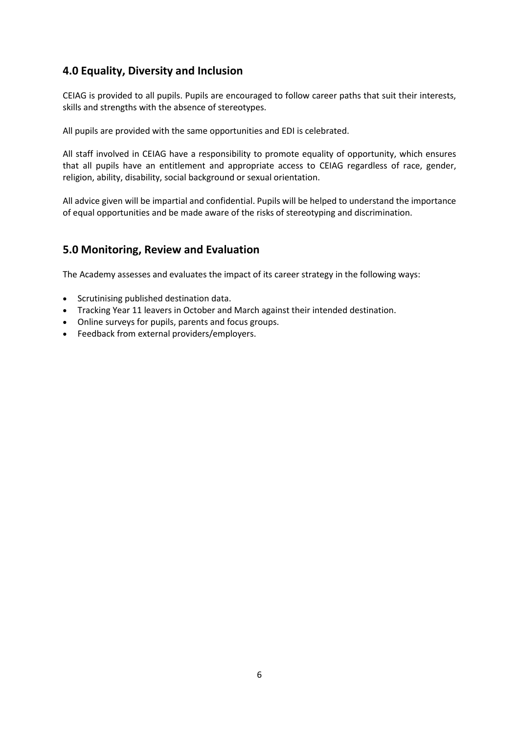## 4.0 Equality, Diversity and Inclusion

CEIAG is provided to all pupils. Pupils are encouraged to follow career paths that suit their interests, skills and strengths with the absence of stereotypes.

All pupils are provided with the same opportunities and EDI is celebrated.

All staff involved in CEIAG have a responsibility to promote equality of opportunity, which ensures that all pupils have an entitlement and appropriate access to CEIAG regardless of race, gender, religion, ability, disability, social background or sexual orientation.

All advice given will be impartial and confidential. Pupils will be helped to understand the importance of equal opportunities and be made aware of the risks of stereotyping and discrimination.

## 5.0 Monitoring, Review and Evaluation

The Academy assesses and evaluates the impact of its career strategy in the following ways:

- Scrutinising published destination data.
- Tracking Year 11 leavers in October and March against their intended destination.
- Online surveys for pupils, parents and focus groups.
- Feedback from external providers/employers.